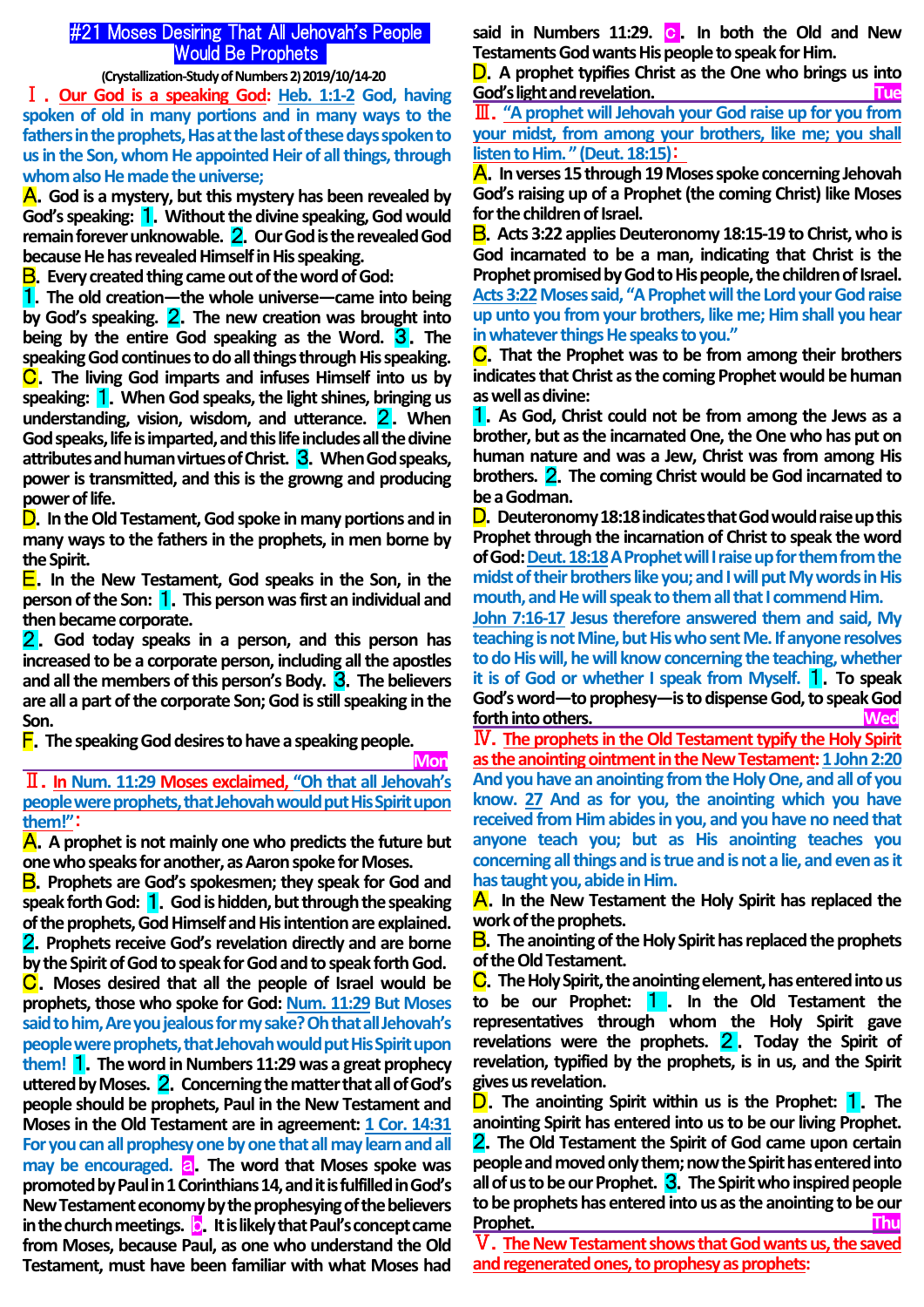# #21 Moses Desiring That All Jehovah's People Would Be Prophets

**(Crystallization-Study of Numbers 2) 2019/10/14-20**

## Ⅰ. Our God is a speaking God: Heb. 1:1-2 God, having spoken of old in many portions and in many ways to the fathers in the prophets, Has at the last of these days spoken to us in the Son, whom He appointed Heir of all things, through whom also He made the universe;

**A.** God is a mystery, but this mystery has been revealed by God's speaking: **1.** Without the divine speaking, God would remain forever unknowable. **2.** Our God is the revealed God because He has revealed Himself in His speaking.

**B.** Every created thing came out of the word of God:
**1.** The old creation—the whole universe—came into being by God's speaking. **2.** The new creation was brought into being by the entire God speaking as the Word. **3.** The speaking God continues to do all things through His speaking.

**C.** The living God imparts and infuses Himself into us by speaking: **1.** When God speaks, the light shines, bringing us understanding, vision, wisdom, and utterance. **2.** When God speaks, life is imparted, and this life includes all the divine attributes and human virtues of Christ. **3.** When God speaks, power is transmitted, and this is the growng and producing power of life.

**D.** In the Old Testament, God spoke in many portions and in many ways to the fathers in the prophets, in men borne by the Spirit.

**E.** In the New Testament, God speaks in the Son, in the person of the Son: **1.** This person was first an individual and then became corporate.
**2.** God today speaks in a person, and this person has increased to be a corporate person, including all the apostles and all the members of this person's Body. **3.** The believers are all a part of the corporate Son; God is still speaking in the Son.

**F.** The speaking God desires to have a speaking people.

**Mon**

## Ⅱ. In Num. 11:29 Moses exclaimed, "Oh that all Jehovah's people were prophets, that Jehovah would put His Spirit upon them!":

**A.** A prophet is not mainly one who predicts the future but one who speaks for another, as Aaron spoke for Moses.

**B.** Prophets are God's spokesmen; they speak for God and speak forth God: **1.** God is hidden, but through the speaking of the prophets, God Himself and His intention are explained. **2.** Prophets receive God's revelation directly and are borne by the Spirit of God to speak for God and to speak forth God.

**C.** Moses desired that all the people of Israel would be prophets, those who spoke for God: Num. 11:29 But Moses said to him, Are you jealous for my sake? Oh that all Jehovah's people were prophets, that Jehovah would put His Spirit upon them! **1.** The word in Numbers 11:29 was a great prophecy uttered by Moses. **2.** Concerning the matter that all of God's people should be prophets, Paul in the New Testament and Moses in the Old Testament are in agreement: 1 Cor. 14:31 For you can all prophesy one by one that all may learn and all may be encouraged. **a.** The word that Moses spoke was promoted by Paul in 1 Corinthians 14, and it is fulfilled in God's New Testament economy by the prophesying of the believers in the church meetings. **b.** It is likely that Paul's concept came from Moses, because Paul, as one who understand the Old Testament, must have been familiar with what Moses had said in Numbers 11:29. **c.** In both the Old and New Testaments God wants His people to speak for Him.

**D.** A prophet typifies Christ as the One who brings us into God's light and revelation.

**Tue**

## Ⅲ. "A prophet will Jehovah your God raise up for you from your midst, from among your brothers, like me; you shall listen to Him." (Deut. 18:15):

**A.** In verses 15 through 19 Moses spoke concerning Jehovah God's raising up of a Prophet (the coming Christ) like Moses for the children of Israel.

**B.** Acts 3:22 applies Deuteronomy 18:15-19 to Christ, who is God incarnated to be a man, indicating that Christ is the Prophet promised by God to His people, the children of Israel. Acts 3:22 Moses said, "A Prophet will the Lord your God raise up unto you from your brothers, like me; Him shall you hear in whatever things He speaks to you."

**C.** That the Prophet was to be from among their brothers indicates that Christ as the coming Prophet would be human as well as divine:
**1.** As God, Christ could not be from among the Jews as a brother, but as the incarnated One, the One who has put on human nature and was a Jew, Christ was from among His brothers. **2.** The coming Christ would be God incarnated to be a Godman.

**D.** Deuteronomy 18:18 indicates that God would raise up this Prophet through the incarnation of Christ to speak the word of God: Deut. 18:18 A Prophet will I raise up for them from the midst of their brothers like you; and I will put My words in His mouth, and He will speak to them all that I commend Him.
John 7:16-17 Jesus therefore answered them and said, My teaching is not Mine, but His who sent Me. If anyone resolves to do His will, he will know concerning the teaching, whether it is of God or whether I speak from Myself. **1.** To speak God's word—to prophesy—is to dispense God, to speak God forth into others.

**Wed**

## Ⅳ. The prophets in the Old Testament typify the Holy Spirit as the anointing ointment in the New Testament: 1 John 2:20 And you have an anointing from the Holy One, and all of you know. 27 And as for you, the anointing which you have received from Him abides in you, and you have no need that anyone teach you; but as His anointing teaches you concerning all things and is true and is not a lie, and even as it has taught you, abide in Him.

**A.** In the New Testament the Holy Spirit has replaced the work of the prophets.

**B.** The anointing of the Holy Spirit has replaced the prophets of the Old Testament.

**C.** The Holy Spirit, the anointing element, has entered into us to be our Prophet: **1.** In the Old Testament the representatives through whom the Holy Spirit gave revelations were the prophets. **2.** Today the Spirit of revelation, typified by the prophets, is in us, and the Spirit gives us revelation.

**D.** The anointing Spirit within us is the Prophet: **1.** The anointing Spirit has entered into us to be our living Prophet. **2.** The Old Testament the Spirit of God came upon certain people and moved only them; now the Spirit has entered into all of us to be our Prophet. **3.** The Spirit who inspired people to be prophets has entered into us as the anointing to be our Prophet.

**Thu**

## Ⅴ. The New Testament shows that God wants us, the saved and regenerated ones, to prophesy as prophets: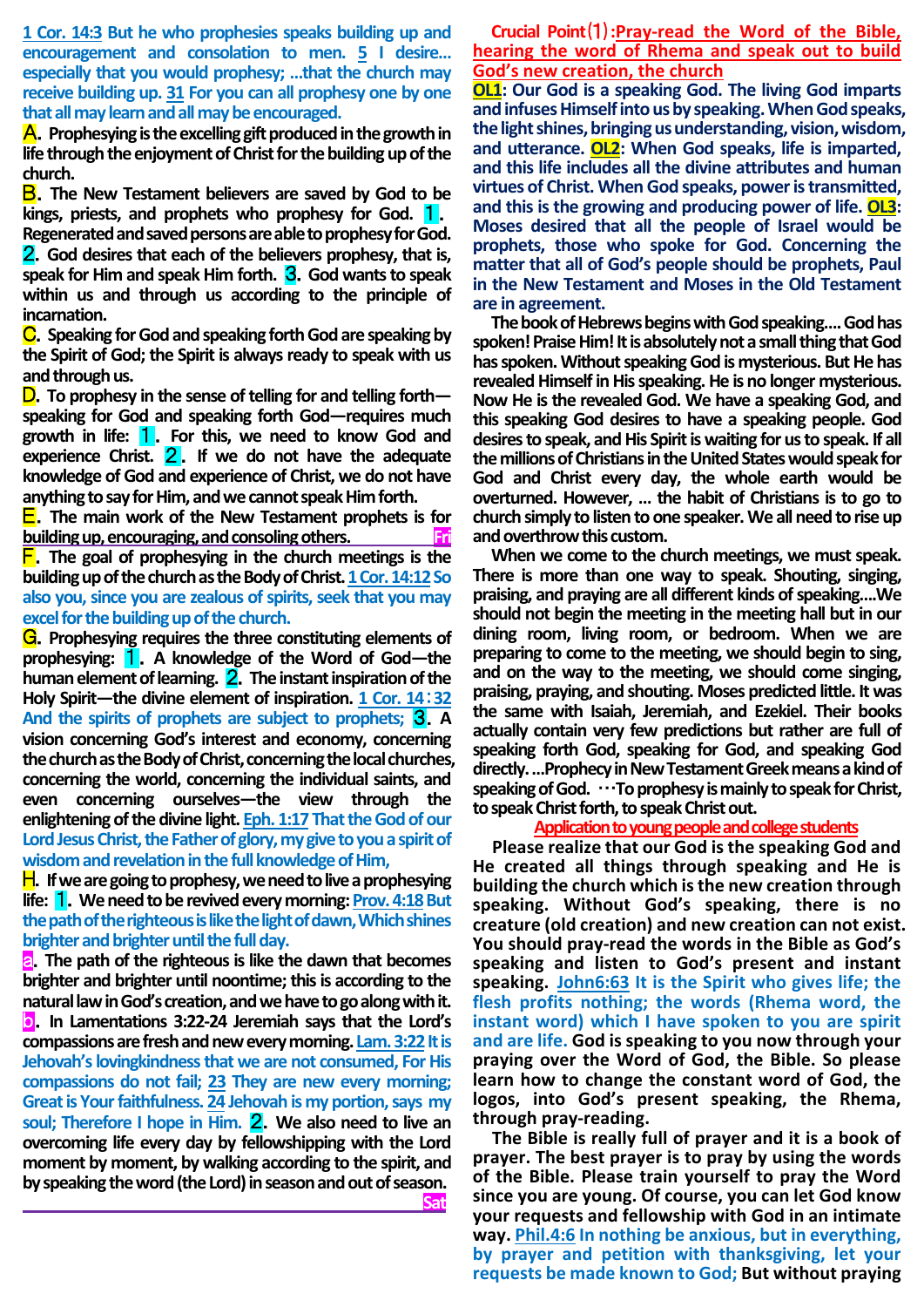**1 Cor. 14:3 But he who prophesies speaks building up and encouragement and consolation to men. 5 I desire… especially that you would prophesy; …that the church may receive building up. 31 For you can all prophesy one by one that all may learn and all may be encouraged.**

**A. Prophesying is the excelling gift produced in the growth in life through the enjoyment of Christ for the building up of the church.**

**B. The New Testament believers are saved by God to be kings, priests, and prophets who prophesy for God. 1. Regenerated and saved persons are able to prophesy for God. 2. God desires that each of the believers prophesy, that is, speak for Him and speak Him forth. 3. God wants to speak within us and through us according to the principle of incarnation.**

**C. Speaking for God and speaking forth God are speaking by the Spirit of God; the Spirit is always ready to speak with us and through us.**

**D. To prophesy in the sense of telling for and telling forth—speaking for God and speaking forth God—requires much growth in life: 1. For this, we need to know God and experience Christ. 2. If we do not have the adequate knowledge of God and experience of Christ, we do not have anything to say for Him, and we cannot speak Him forth.**

**E. The main work of the New Testament prophets is for building up, encouraging, and consoling others.** Fri

**F. The goal of prophesying in the church meetings is the building up of the church as the Body of Christ. 1 Cor. 14:12 So also you, since you are zealous of spirits, seek that you may excel for the building up of the church.**

**G. Prophesying requires the three constituting elements of prophesying: 1. A knowledge of the Word of God—the human element of learning. 2. The instant inspiration of the Holy Spirit—the divine element of inspiration. 1 Cor. 14:32 And the spirits of prophets are subject to prophets; 3. A vision concerning God's interest and economy, concerning the church as the Body of Christ, concerning the local churches, concerning the world, concerning the individual saints, and even concerning ourselves—the view through the enlightening of the divine light. Eph. 1:17 That the God of our Lord Jesus Christ, the Father of glory, my give to you a spirit of wisdom and revelation in the full knowledge of Him,**

**H. If we are going to prophesy, we need to live a prophesying life: 1. We need to be revived every morning: Prov. 4:18 But the path of the righteous is like the light of dawn, Which shines brighter and brighter until the full day.**

**a. The path of the righteous is like the dawn that becomes brighter and brighter until noontime; this is according to the natural law in God's creation, and we have to go along with it. b. In Lamentations 3:22-24 Jeremiah says that the Lord's compassions are fresh and new every morning. Lam. 3:22 It is Jehovah's lovingkindness that we are not consumed, For His compassions do not fail; 23 They are new every morning; Great is Your faithfulness. 24 Jehovah is my portion, says my soul; Therefore I hope in Him. 2. We also need to live an overcoming life every day by fellowshipping with the Lord moment by moment, by walking according to the spirit, and by speaking the word (the Lord) in season and out of season.** Sat

**Crucial Point⑴: Pray-read the Word of the Bible, hearing the word of Rhema and speak out to build God's new creation, the church**

**OL1: Our God is a speaking God. The living God imparts and infuses Himself into us by speaking. When God speaks, the light shines, bringing us understanding, vision, wisdom, and utterance. OL2: When God speaks, life is imparted, and this life includes all the divine attributes and human virtues of Christ. When God speaks, power is transmitted, and this is the growing and producing power of life. OL3: Moses desired that all the people of Israel would be prophets, those who spoke for God. Concerning the matter that all of God's people should be prophets, Paul in the New Testament and Moses in the Old Testament are in agreement.**

The book of Hebrews begins with God speaking.... God has spoken! Praise Him! It is absolutely not a small thing that God has spoken. Without speaking God is mysterious. But He has revealed Himself in His speaking. He is no longer mysterious. Now He is the revealed God. We have a speaking God, and this speaking God desires to have a speaking people. God desires to speak, and His Spirit is waiting for us to speak. If all the millions of Christians in the United States would speak for God and Christ every day, the whole earth would be overturned. However, ... the habit of Christians is to go to church simply to listen to one speaker. We all need to rise up and overthrow this custom.

When we come to the church meetings, we must speak. There is more than one way to speak. Shouting, singing, praising, and praying are all different kinds of speaking....We should not begin the meeting in the meeting hall but in our dining room, living room, or bedroom. When we are preparing to come to the meeting, we should begin to sing, and on the way to the meeting, we should come singing, praising, praying, and shouting. Moses predicted little. It was the same with Isaiah, Jeremiah, and Ezekiel. Their books actually contain very few predictions but rather are full of speaking forth God, speaking for God, and speaking God directly. ...Prophecy in New Testament Greek means a kind of speaking of God. …To prophesy is mainly to speak for Christ, to speak Christ forth, to speak Christ out.

**Application to young people and college students**

Please realize that our God is the speaking God and He created all things through speaking and He is building the church which is the new creation through speaking. Without God's speaking, there is no creature (old creation) and new creation can not exist. You should pray-read the words in the Bible as God's speaking and listen to God's present and instant speaking. **John6:63 It is the Spirit who gives life; the flesh profits nothing; the words (Rhema word, the instant word) which I have spoken to you are spirit and are life.** God is speaking to you now through your praying over the Word of God, the Bible. So please learn how to change the constant word of God, the logos, into God's present speaking, the Rhema, through pray-reading.

The Bible is really full of prayer and it is a book of prayer. The best prayer is to pray by using the words of the Bible. Please train yourself to pray the Word since you are young. Of course, you can let God know your requests and fellowship with God in an intimate way. **Phil.4:6 In nothing be anxious, but in everything, by prayer and petition with thanksgiving, let your requests be made known to God;** But without praying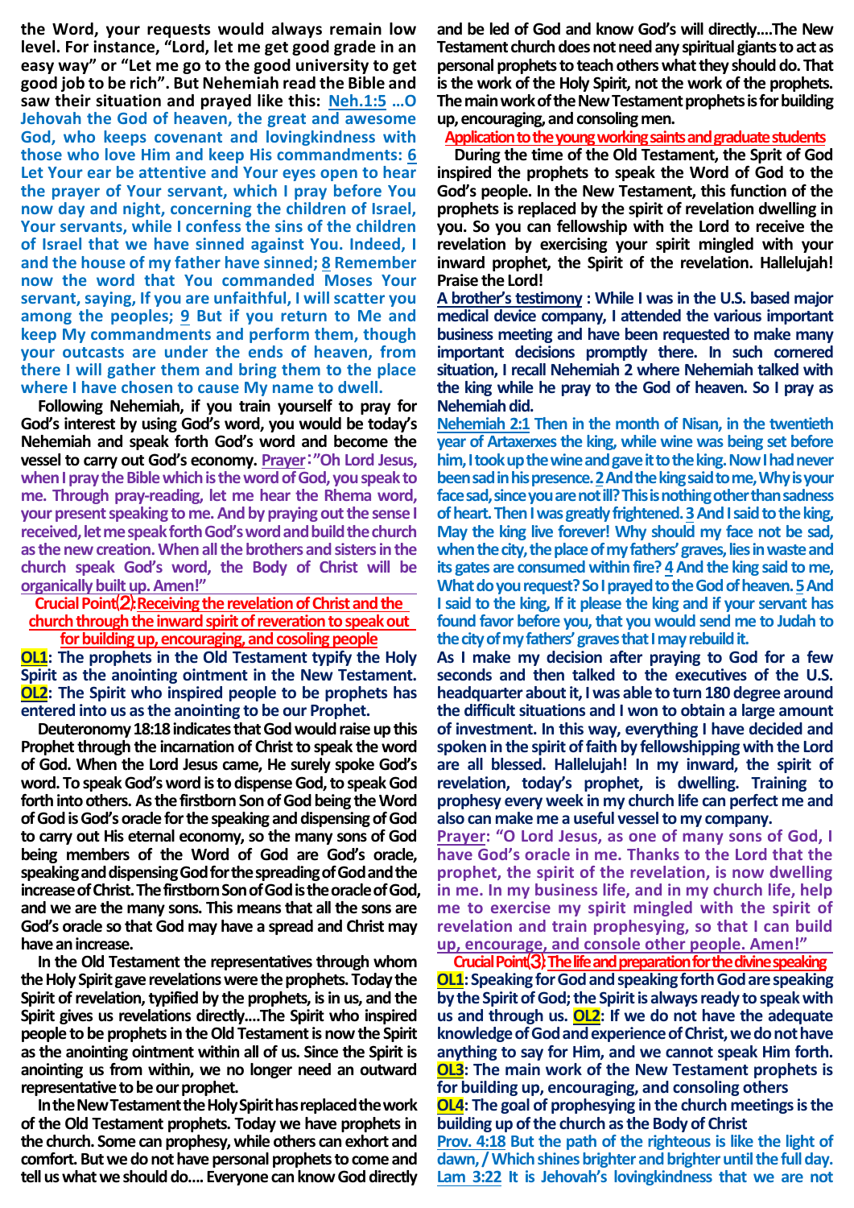the Word, your requests would always remain low level. For instance, "Lord, let me get good grade in an easy way" or "Let me go to the good university to get good job to be rich". But Nehemiah read the Bible and saw their situation and prayed like this: **Neh.1:5** ...O Jehovah the God of heaven, the great and awesome God, who keeps covenant and lovingkindness with those who love Him and keep His commandments: **6** Let Your ear be attentive and Your eyes open to hear the prayer of Your servant, which I pray before You now day and night, concerning the children of Israel, Your servants, while I confess the sins of the children of Israel that we have sinned against You. Indeed, I and the house of my father have sinned; **8** Remember now the word that You commanded Moses Your servant, saying, If you are unfaithful, I will scatter you among the peoples; **9** But if you return to Me and keep My commandments and perform them, though your outcasts are under the ends of heaven, from there I will gather them and bring them to the place where I have chosen to cause My name to dwell.

Following Nehemiah, if you train yourself to pray for God's interest by using God's word, you would be today's Nehemiah and speak forth God's word and become the vessel to carry out God's economy. **Prayer**:"Oh Lord Jesus, when I pray the Bible which is the word of God, you speak to me. Through pray-reading, let me hear the Rhema word, your present speaking to me. And by praying out the sense I received, let me speak forth God's word and build the church as the new creation. When all the brothers and sisters in the church speak God's word, the Body of Christ will be organically built up. Amen!"

## Crucial Point⑵:Receiving the revelation of Christ and the church through the inward spirit of reveration to speak out for building up, encouraging, and cosoling people

**OL1**: The prophets in the Old Testament typify the Holy Spirit as the anointing ointment in the New Testament. **OL2**: The Spirit who inspired people to be prophets has entered into us as the anointing to be our Prophet.

Deuteronomy 18:18 indicates that God would raise up this Prophet through the incarnation of Christ to speak the word of God. When the Lord Jesus came, He surely spoke God's word. To speak God's word is to dispense God, to speak God forth into others. As the firstborn Son of God being the Word of God is God's oracle for the speaking and dispensing of God to carry out His eternal economy, so the many sons of God being members of the Word of God are God's oracle, speaking and dispensing God for the spreading of God and the increase of Christ. The firstborn Son of God is the oracle of God, and we are the many sons. This means that all the sons are God's oracle so that God may have a spread and Christ may have an increase.

In the Old Testament the representatives through whom the Holy Spirit gave revelations were the prophets. Today the Spirit of revelation, typified by the prophets, is in us, and the Spirit gives us revelations directly....The Spirit who inspired people to be prophets in the Old Testament is now the Spirit as the anointing ointment within all of us. Since the Spirit is anointing us from within, we no longer need an outward representative to be our prophet.

In the New Testament the Holy Spirit has replaced the work of the Old Testament prophets. Today we have prophets in the church. Some can prophesy, while others can exhort and comfort. But we do not have personal prophets to come and tell us what we should do.... Everyone can know God directly and be led of God and know God's will directly....The New Testament church does not need any spiritual giants to act as personal prophets to teach others what they should do. That is the work of the Holy Spirit, not the work of the prophets. The main work of the New Testament prophets is for building up, encouraging, and consoling men.

### Application to the young working saints and graduate students

During the time of the Old Testament, the Sprit of God inspired the prophets to speak the Word of God to the God's people. In the New Testament, this function of the prophets is replaced by the spirit of revelation dwelling in you. So you can fellowship with the Lord to receive the revelation by exercising your spirit mingled with your inward prophet, the Spirit of the revelation. Hallelujah! Praise the Lord!

**A brother's testimony**: While I was in the U.S. based major medical device company, I attended the various important business meeting and have been requested to make many important decisions promptly there. In such cornered situation, I recall Nehemiah 2 where Nehemiah talked with the king while he pray to the God of heaven. So I pray as Nehemiah did.

**Nehemiah 2:1** Then in the month of Nisan, in the twentieth year of Artaxerxes the king, while wine was being set before him, I took up the wine and gave it to the king. Now I had never been sad in his presence. **2** And the king said to me, Why is your face sad, since you are not ill? This is nothing other than sadness of heart. Then I was greatly frightened. **3** And I said to the king, May the king live forever! Why should my face not be sad, when the city, the place of my fathers' graves, lies in waste and its gates are consumed with fire? **4** And the king said to me, What do you request? So I prayed to the God of heaven. **5** And I said to the king, If it please the king and if your servant has found favor before you, that you would send me to Judah to the city of my fathers' graves that I may rebuild it.

As I make my decision after praying to God for a few seconds and then talked to the executives of the U.S. headquarter about it, I was able to turn 180 degree around the difficult situations and I won to obtain a large amount of investment. In this way, everything I have decided and spoken in the spirit of faith by fellowshipping with the Lord are all blessed. Hallelujah! In my inward, the spirit of revelation, today's prophet, is dwelling. Training to prophesy every week in my church life can perfect me and also can make me a useful vessel to my company.

**Prayer**: "O Lord Jesus, as one of many sons of God, I have God's oracle in me. Thanks to the Lord that the prophet, the spirit of the revelation, is now dwelling in me. In my business life, and in my church life, help me to exercise my spirit mingled with the spirit of revelation and train prophesying, so that I can build up, encourage, and console other people. Amen!"

## Crucial Point⑶: The life and preparation for the divine speaking

**OL1**: Speaking for God and speaking forth God are speaking by the Spirit of God; the Spirit is always ready to speak with us and through us. **OL2**: If we do not have the adequate knowledge of God and experience of Christ, we do not have anything to say for Him, and we cannot speak Him forth. **OL3**: The main work of the New Testament prophets is for building up, encouraging, and consoling others **OL4**: The goal of prophesying in the church meetings is the building up of the church as the Body of Christ

**Prov. 4:18** But the path of the righteous is like the light of dawn, / Which shines brighter and brighter until the full day. **Lam 3:22** It is Jehovah's lovingkindness that we are not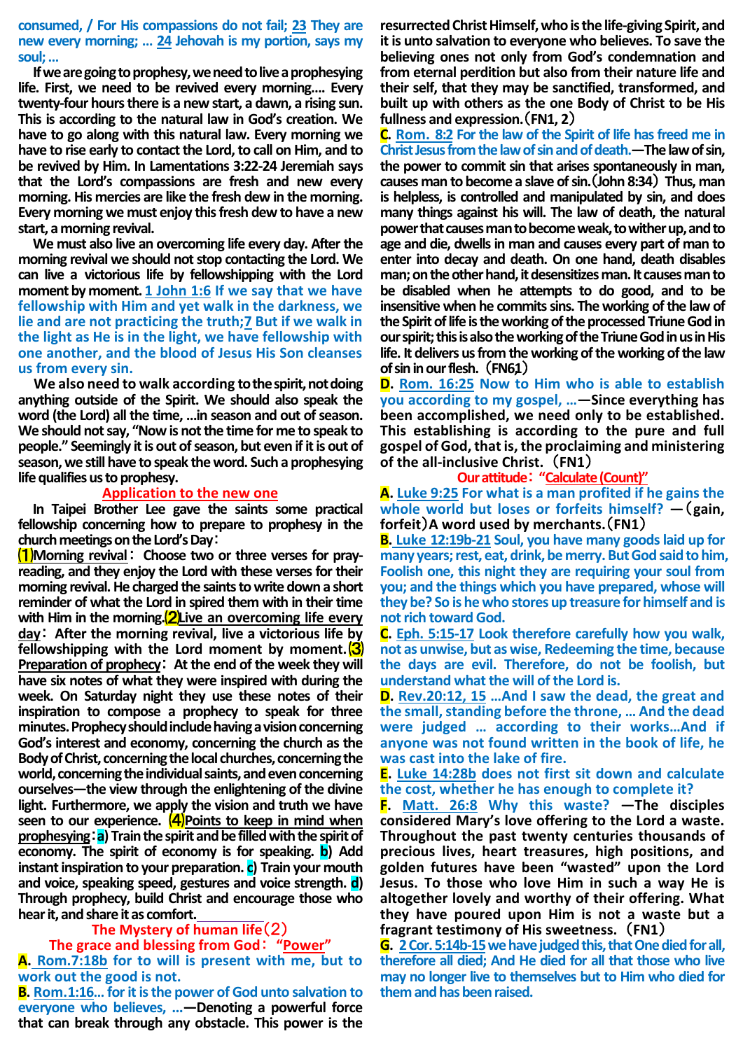consumed, / For His compassions do not fail; 23 They are new every morning; … 24 Jehovah is my portion, says my soul; …

If we are going to prophesy, we need to live a prophesying life. First, we need to be revived every morning.... Every twenty-four hours there is a new start, a dawn, a rising sun. This is according to the natural law in God's creation. We have to go along with this natural law. Every morning we have to rise early to contact the Lord, to call on Him, and to be revived by Him. In Lamentations 3:22-24 Jeremiah says that the Lord's compassions are fresh and new every morning. His mercies are like the fresh dew in the morning. Every morning we must enjoy this fresh dew to have a new start, a morning revival.

We must also live an overcoming life every day. After the morning revival we should not stop contacting the Lord. We can live a victorious life by fellowshipping with the Lord moment by moment. 1 John 1:6 If we say that we have fellowship with Him and yet walk in the darkness, we lie and are not practicing the truth;7 But if we walk in the light as He is in the light, we have fellowship with one another, and the blood of Jesus His Son cleanses us from every sin.

We also need to walk according to the spirit, not doing anything outside of the Spirit. We should also speak the word (the Lord) all the time, …in season and out of season. We should not say, "Now is not the time for me to speak to people." Seemingly it is out of season, but even if it is out of season, we still have to speak the word. Such a prophesying life qualifies us to prophesy.

## Application to the new one

In Taipei Brother Lee gave the saints some practical fellowship concerning how to prepare to prophesy in the church meetings on the Lord's Day：

**(1)Morning revival**： Choose two or three verses for pray-reading, and they enjoy the Lord with these verses for their morning revival. He charged the saints to write down a short reminder of what the Lord in spired them with in their time with Him in the morning.**(2)Live an overcoming life every day**： After the morning revival, live a victorious life by fellowshipping with the Lord moment by moment.**(3) Preparation of prophecy**： At the end of the week they will have six notes of what they were inspired with during the week. On Saturday night they use these notes of their inspiration to compose a prophecy to speak for three minutes. Prophecy should include having a vision concerning God's interest and economy, concerning the church as the Body of Christ, concerning the local churches, concerning the world, concerning the individual saints, and even concerning ourselves—the view through the enlightening of the divine light. Furthermore, we apply the vision and truth we have seen to our experience. **(4)Points to keep in mind when prophesying**：**a)** Train the spirit and be filled with the spirit of economy. The spirit of economy is for speaking. **b)** Add instant inspiration to your preparation. **c)** Train your mouth and voice, speaking speed, gestures and voice strength. **d)** Through prophecy, build Christ and encourage those who hear it, and share it as comfort.

## The Mystery of human life（2）

### The grace and blessing from God： "Power"

**A.** Rom.7:18b for to will is present with me, but to work out the good is not.

**B.** Rom.1:16… for it is the power of God unto salvation to everyone who believes, …—Denoting a powerful force that can break through any obstacle. This power is the resurrected Christ Himself, who is the life-giving Spirit, and it is unto salvation to everyone who believes. To save the believing ones not only from God's condemnation and from eternal perdition but also from their nature life and their self, that they may be sanctified, transformed, and built up with others as the one Body of Christ to be His fullness and expression.（FN1，2）

**C.** Rom. 8:2 For the law of the Spirit of life has freed me in Christ Jesus from the law of sin and of death.—The law of sin, the power to commit sin that arises spontaneously in man, causes man to become a slave of sin.（John 8:34） Thus, man is helpless, is controlled and manipulated by sin, and does many things against his will. The law of death, the natural power that causes man to become weak, to wither up, and to age and die, dwells in man and causes every part of man to enter into decay and death. On one hand, death disables man; on the other hand, it desensitizes man. It causes man to be disabled when he attempts to do good, and to be insensitive when he commits sins. The working of the law of the Spirit of life is the working of the processed Triune God in our spirit; this is also the working of the Triune God in us in His life. It delivers us from the working of the working of the law of sin in our flesh.（FN61）

**D.** Rom. 16:25 Now to Him who is able to establish you according to my gospel, …—Since everything has been accomplished, we need only to be established. This establishing is according to the pure and full gospel of God, that is, the proclaiming and ministering of the all-inclusive Christ.（FN1）

### Our attitude："Calculate (Count)"

**A.** Luke 9:25 For what is a man profited if he gains the whole world but loses or forfeits himself? —（gain, forfeit）A word used by merchants.（FN1）

**B.** Luke 12:19b-21 Soul, you have many goods laid up for many years; rest, eat, drink, be merry. But God said to him, Foolish one, this night they are requiring your soul from you; and the things which you have prepared, whose will they be? So is he who stores up treasure for himself and is not rich toward God.

**C.** Eph. 5:15-17 Look therefore carefully how you walk, not as unwise, but as wise, Redeeming the time, because the days are evil. Therefore, do not be foolish, but understand what the will of the Lord is.

**D.** Rev.20:12, 15 …And I saw the dead, the great and the small, standing before the throne, … And the dead were judged … according to their works…And if anyone was not found written in the book of life, he was cast into the lake of fire.

**E.** Luke 14:28b does not first sit down and calculate the cost, whether he has enough to complete it?

**F.** Matt. 26:8 Why this waste? —The disciples considered Mary's love offering to the Lord a waste. Throughout the past twenty centuries thousands of precious lives, heart treasures, high positions, and golden futures have been "wasted" upon the Lord Jesus. To those who love Him in such a way He is altogether lovely and worthy of their offering. What they have poured upon Him is not a waste but a fragrant testimony of His sweetness.（FN1）

**G.** 2 Cor. 5:14b-15 we have judged this, that One died for all, therefore all died; And He died for all that those who live may no longer live to themselves but to Him who died for them and has been raised.